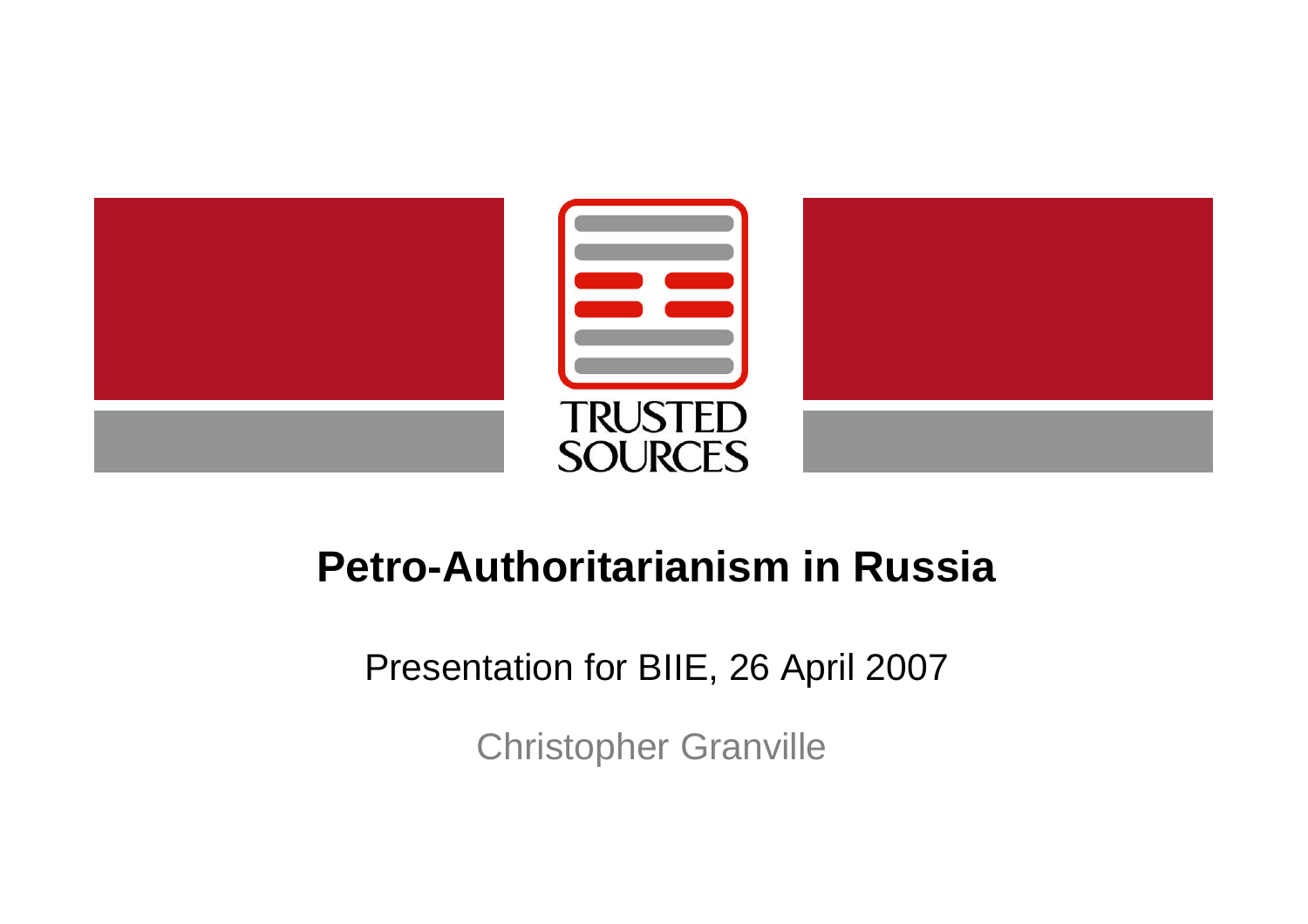TRUSTED SOURCES

# Petro-Authoritarianism in Russia

Presentation for BIIE, 26 April 2007

Christopher Granville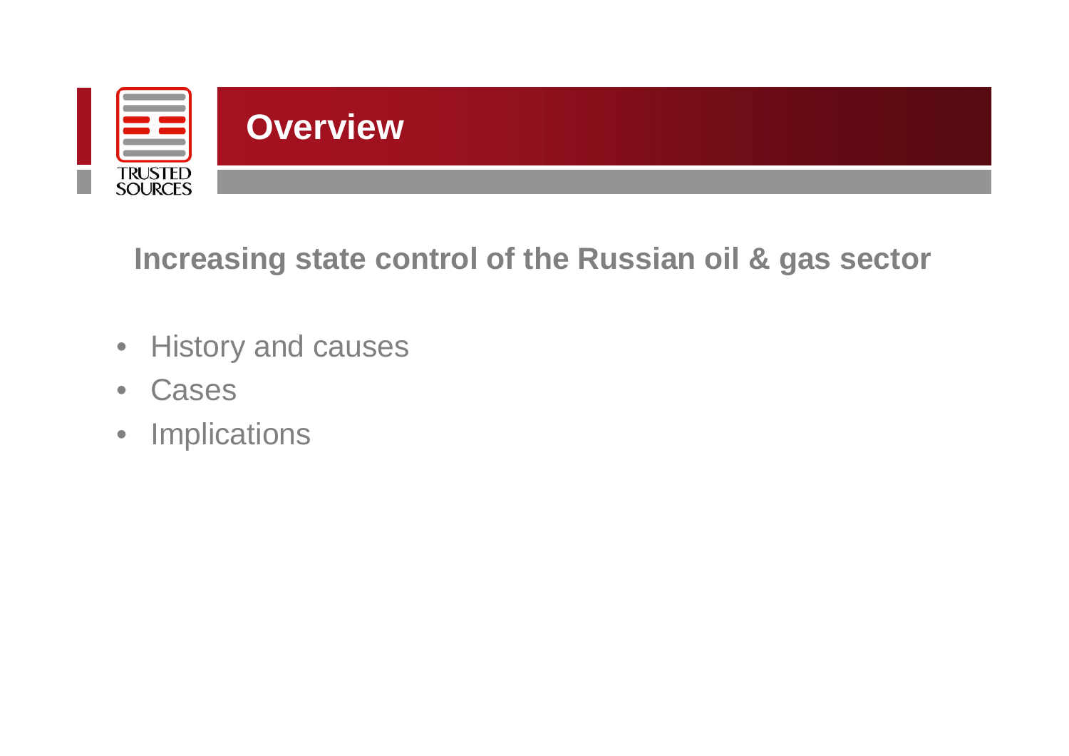# Overview

## Increasing state control of the Russian oil & gas sector

- History and causes
- Cases
- Implications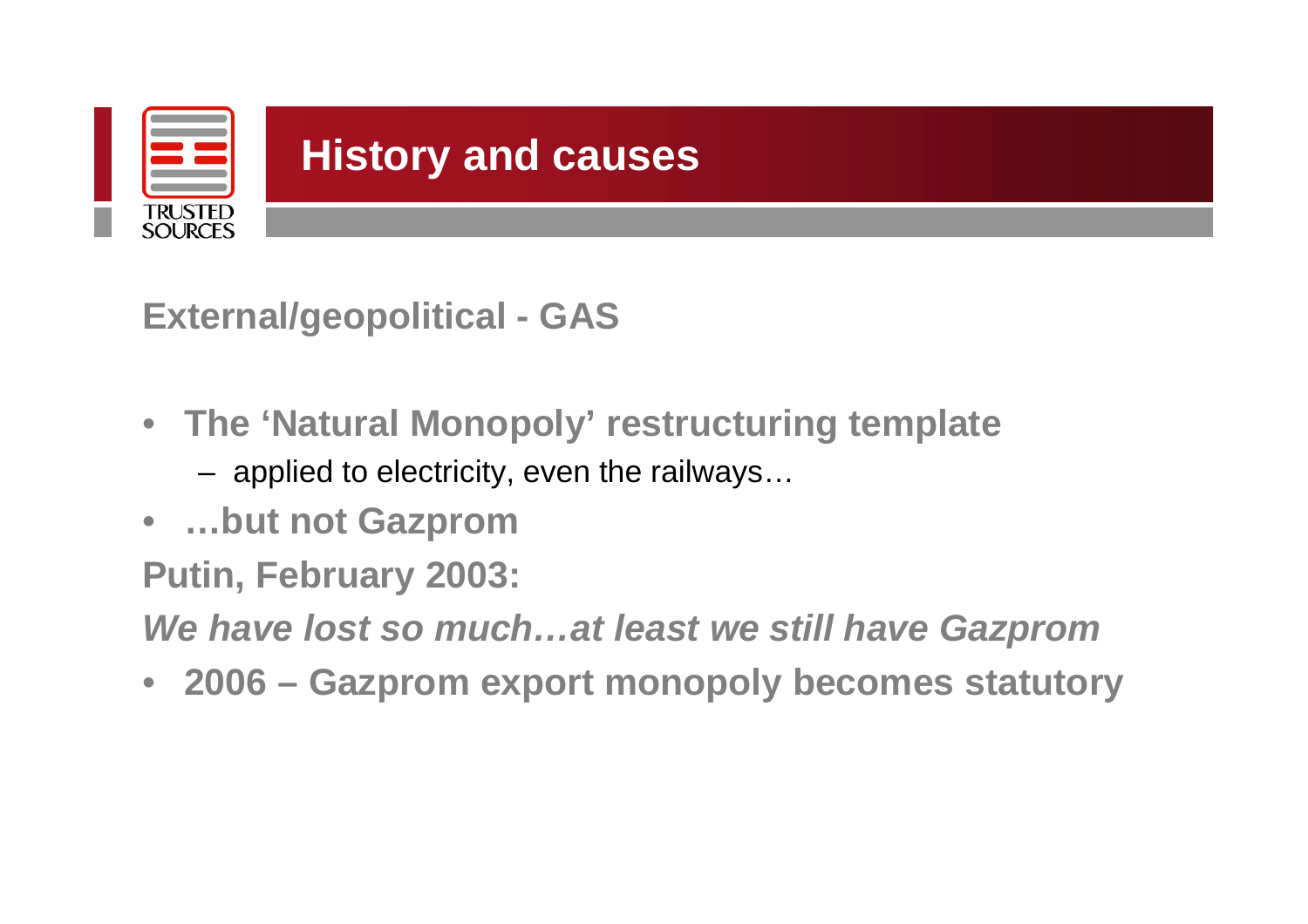# History and causes

## External/geopolitical - GAS

- **The 'Natural Monopoly' restructuring template**
  - applied to electricity, even the railways…
- **…but not Gazprom**

**Putin, February 2003:**

***We have lost so much…at least we still have Gazprom***

- **2006 – Gazprom export monopoly becomes statutory**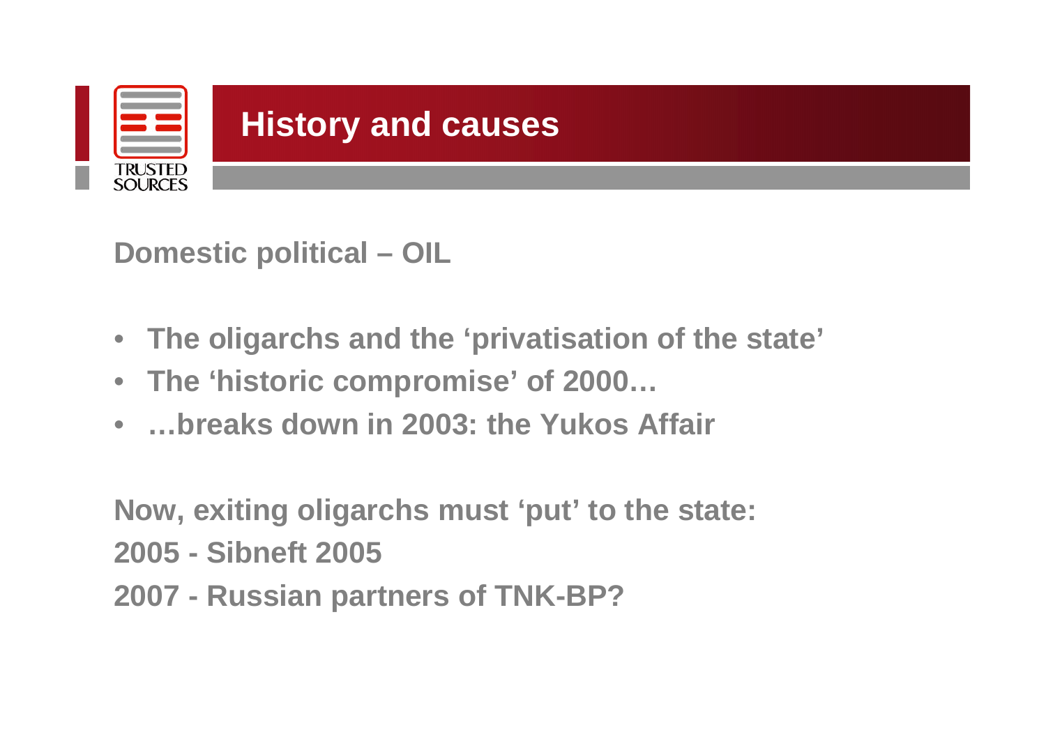# History and causes

## Domestic political – OIL

- The oligarchs and the 'privatisation of the state'
- The 'historic compromise' of 2000…
- …breaks down in 2003: the Yukos Affair

Now, exiting oligarchs must 'put' to the state:

2005 - Sibneft 2005

2007 - Russian partners of TNK-BP?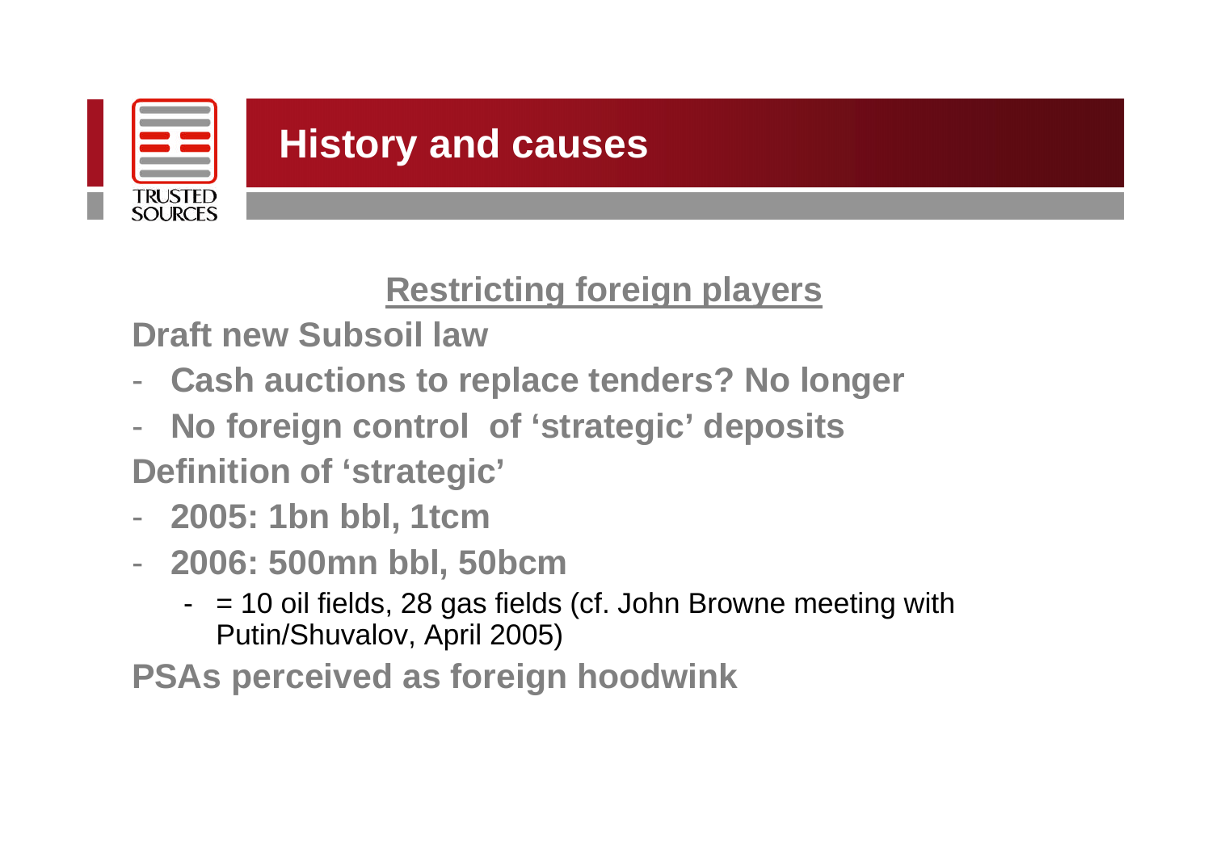# History and causes

## Restricting foreign players

**Draft new Subsoil law**

- **Cash auctions to replace tenders? No longer**
- **No foreign control of 'strategic' deposits**

**Definition of 'strategic'**

- **2005: 1bn bbl, 1tcm**
- **2006: 500mn bbl, 50bcm**
  - = 10 oil fields, 28 gas fields (cf. John Browne meeting with Putin/Shuvalov, April 2005)

**PSAs perceived as foreign hoodwink**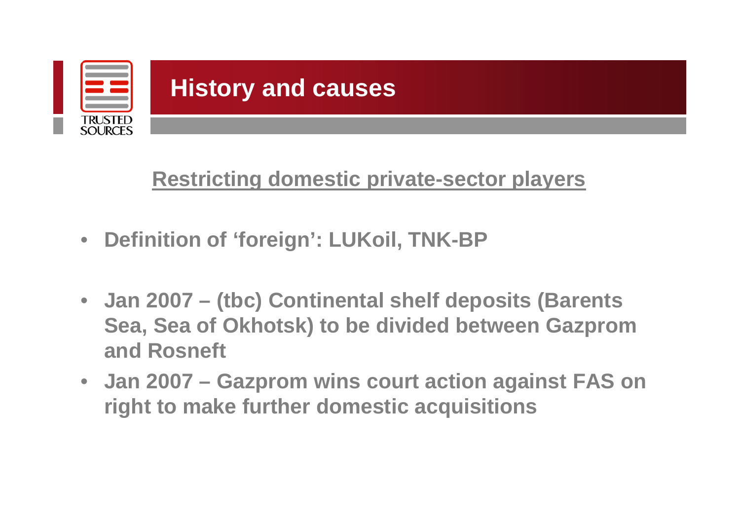# History and causes

## Restricting domestic private-sector players

- **Definition of ‘foreign’: LUKoil, TNK-BP**

- **Jan 2007 – (tbc) Continental shelf deposits (Barents Sea, Sea of Okhotsk) to be divided between Gazprom and Rosneft**
- **Jan 2007 – Gazprom wins court action against FAS on right to make further domestic acquisitions**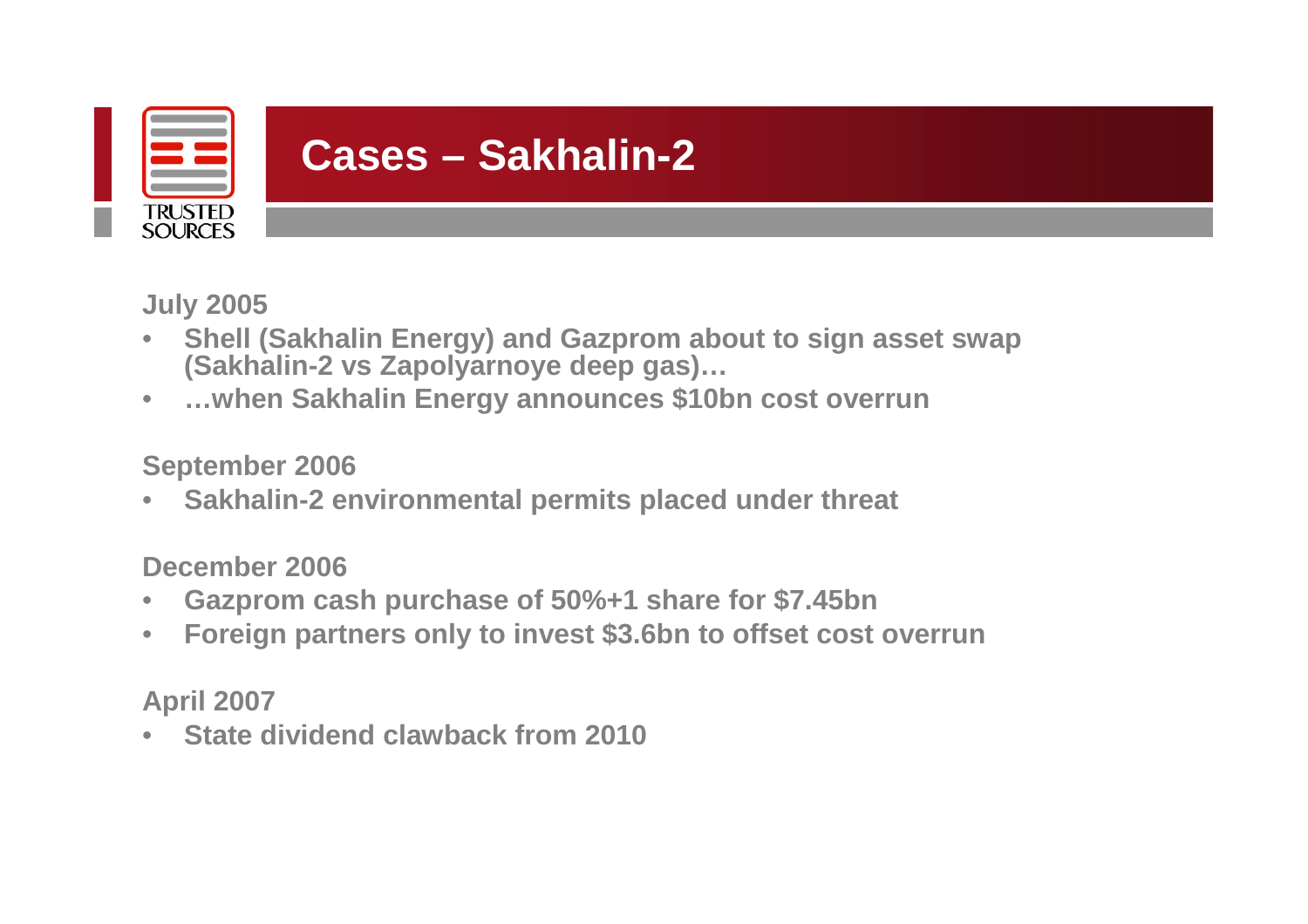# Cases – Sakhalin-2

**July 2005**

- **Shell (Sakhalin Energy) and Gazprom about to sign asset swap (Sakhalin-2 vs Zapolyarnoye deep gas)…**
- **…when Sakhalin Energy announces $10bn cost overrun**

**September 2006**

- **Sakhalin-2 environmental permits placed under threat**

**December 2006**

- **Gazprom cash purchase of 50%+1 share for $7.45bn**
- **Foreign partners only to invest $3.6bn to offset cost overrun**

**April 2007**

- **State dividend clawback from 2010**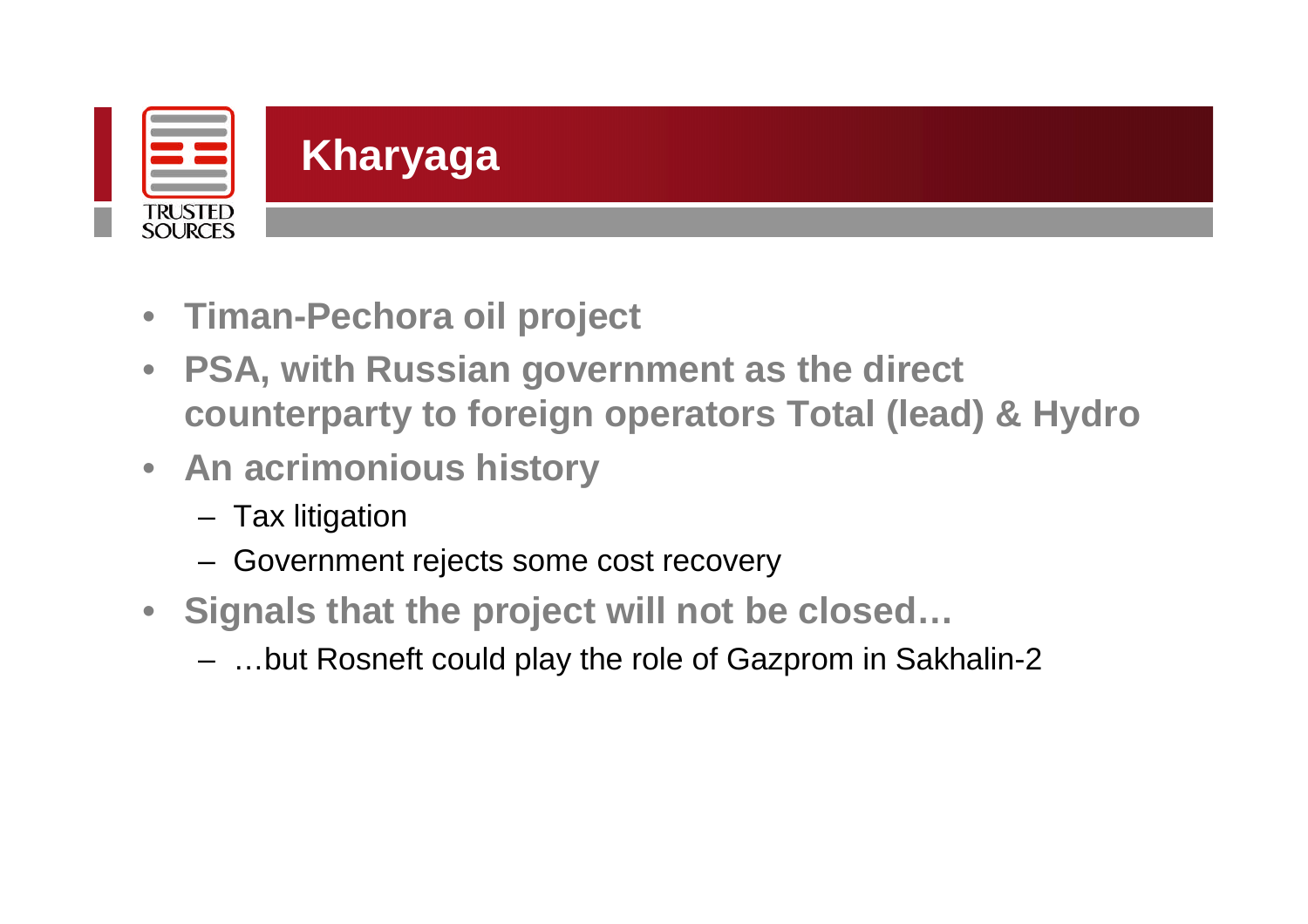# Kharyaga

- **Timan-Pechora oil project**
- **PSA, with Russian government as the direct counterparty to foreign operators Total (lead) & Hydro**
- **An acrimonious history**
  - Tax litigation
  - Government rejects some cost recovery
- **Signals that the project will not be closed…**
  - …but Rosneft could play the role of Gazprom in Sakhalin-2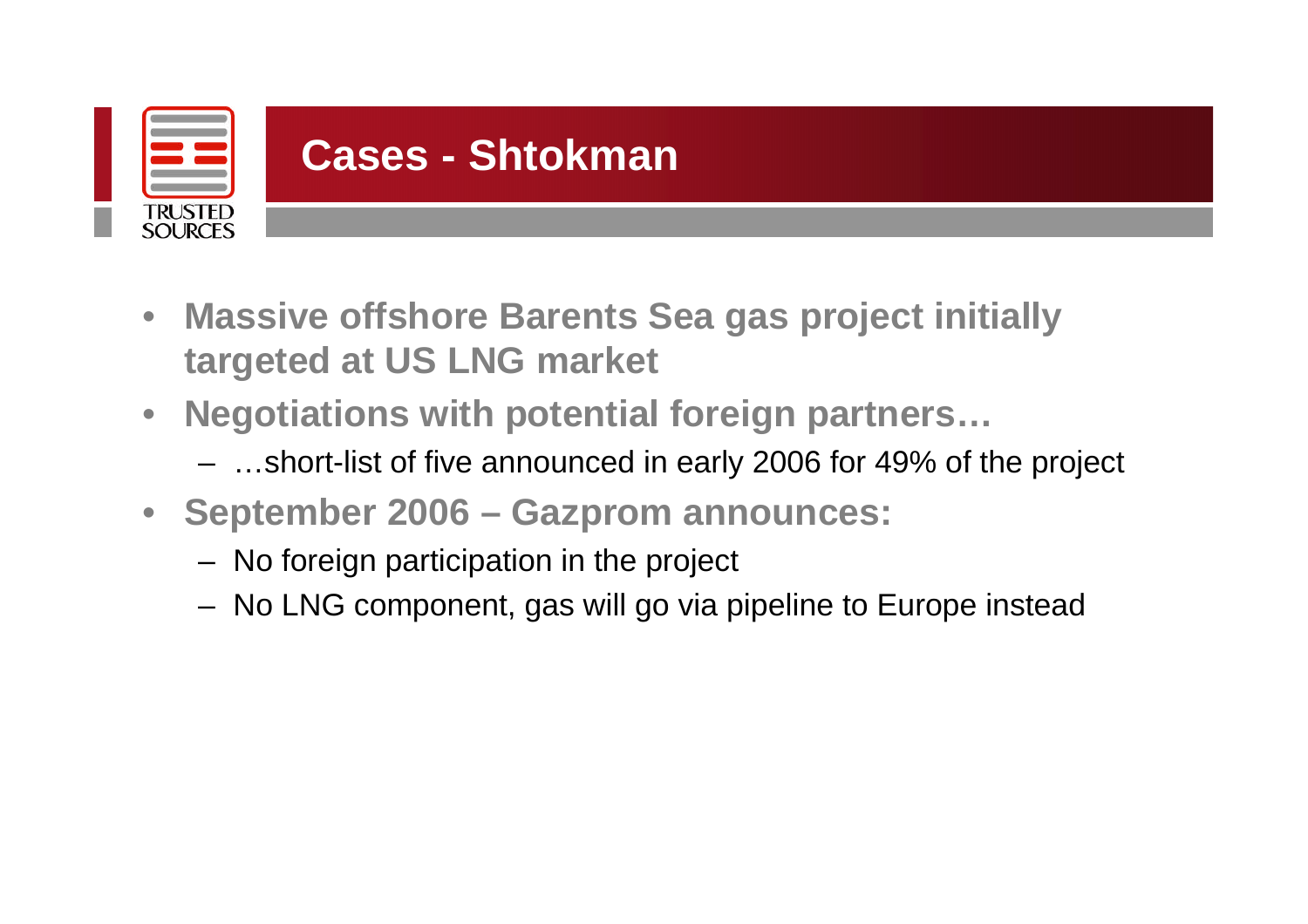# Cases - Shtokman

- **Massive offshore Barents Sea gas project initially targeted at US LNG market**
- **Negotiations with potential foreign partners…**
  - …short-list of five announced in early 2006 for 49% of the project
- **September 2006 – Gazprom announces:**
  - No foreign participation in the project
  - No LNG component, gas will go via pipeline to Europe instead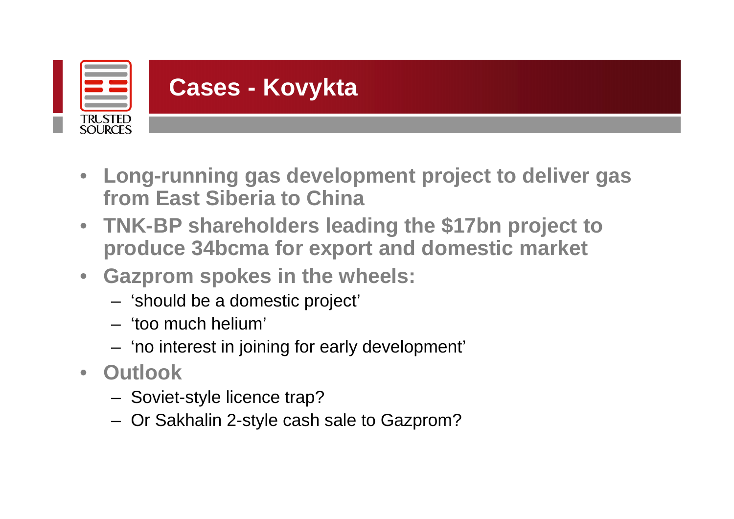# Cases - Kovykta

- **Long-running gas development project to deliver gas from East Siberia to China**
- **TNK-BP shareholders leading the $17bn project to produce 34bcma for export and domestic market**
- **Gazprom spokes in the wheels:**
  - ‘should be a domestic project’
  - ‘too much helium’
  - ‘no interest in joining for early development’
- **Outlook**
  - Soviet-style licence trap?
  - Or Sakhalin 2-style cash sale to Gazprom?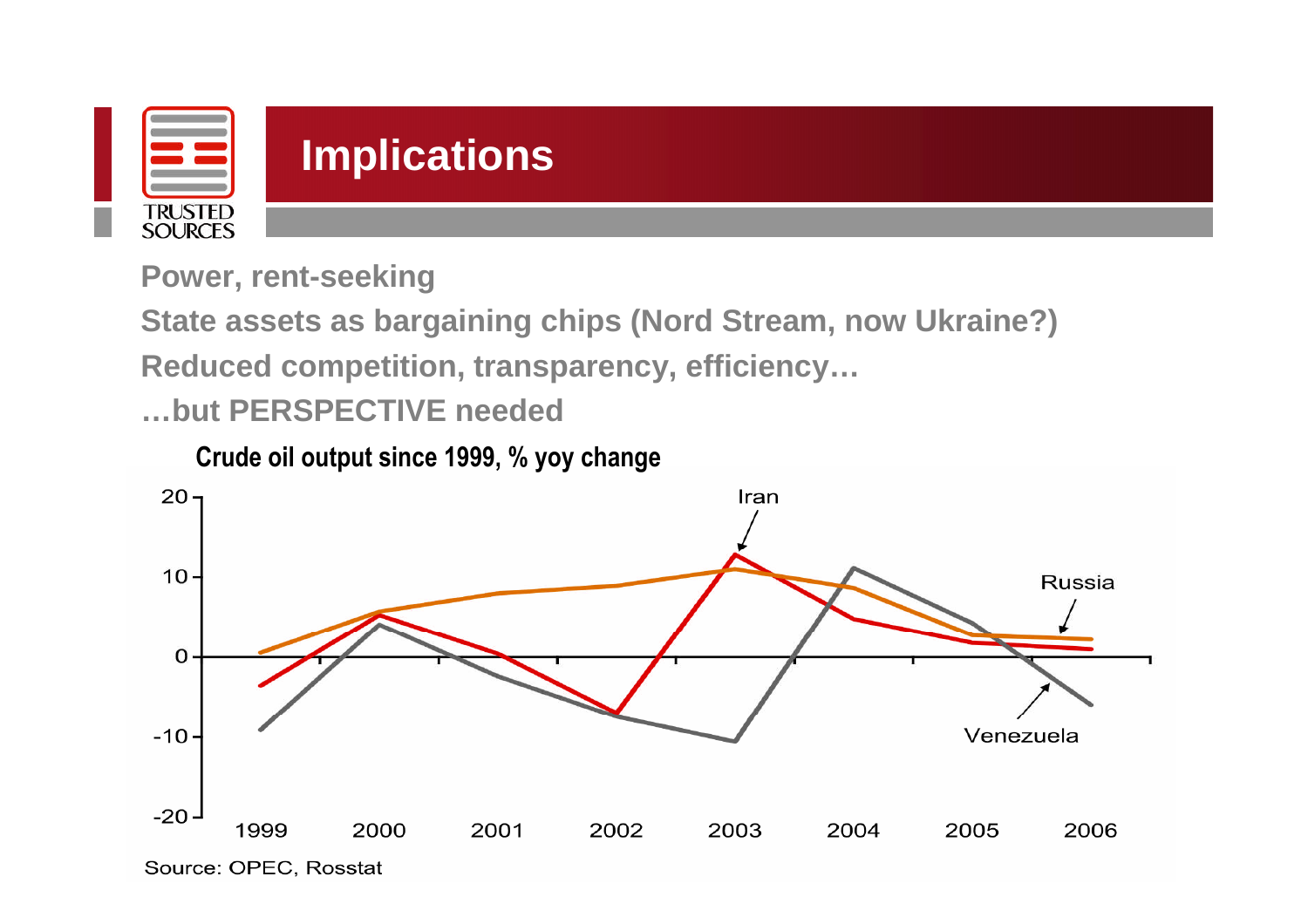# Implications

Power, rent-seeking

State assets as bargaining chips (Nord Stream, now Ukraine?)

Reduced competition, transparency, efficiency…

…but PERSPECTIVE needed

**Crude oil output since 1999, % yoy change**

20
10
0
-10
-20

1999 2000 2001 2002 2003 2004 2005 2006

Iran

Russia

Venezuela

Source: OPEC, Rosstat